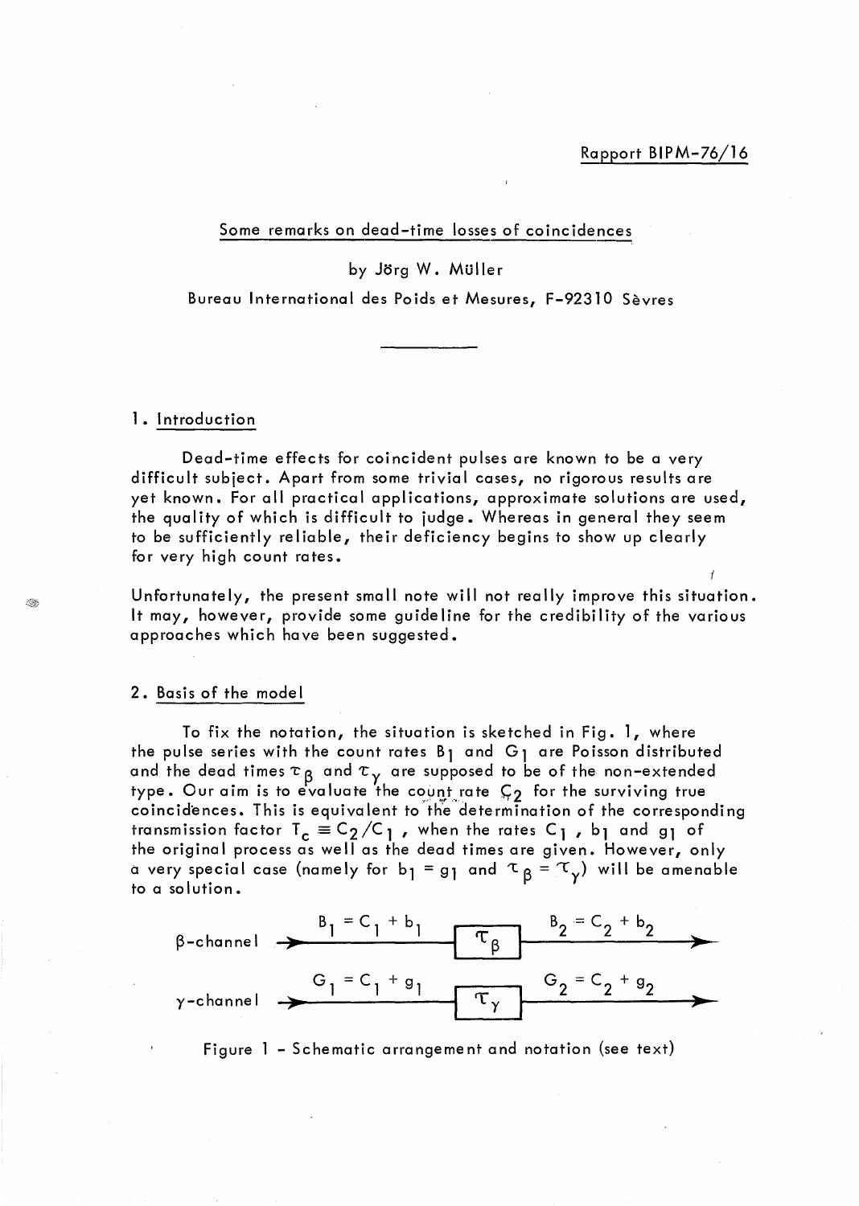Rapport BIPM-76/16

# Some remarks on dead-time losses of coincidences

by Jörg W. Müller

Bureau International des Poids et Mesures, F-92310 Sèvres

## 1. Introduction

Dead-time effects for coincident pulses are known to be a very difficult subject. Apart from some trivial cases, no rigorous results are yet known. For all practical applications, approximate solutions are used, the quality of which is difficult to judge. Whereas in general they seem to be sufficiently reliable, their deficiency begins to show up clearly for very high count rates.

Unfortunately, the present small note will not really improve this situation. It may, however, provide some guideline for the credibility of the various approaches which have been suggested.

## 2. Basis of the model

To fix the notation, the situation is sketched in Fig. 1, where the pulse series with the count rates $B_1$ and $G_1$ are Poisson distributed and the dead times $\tau_\beta$ and $\tau_\gamma$ are supposed to be of the non-extended type. Our aim is to evaluate the count rate $C_2$ for the surviving true coincidences. This is equivalent to the determination of the corresponding transmission factor $T_c \equiv C_2/C_1$, when the rates $C_1$, $b_1$ and $g_1$ of the original process as well as the dead times are given. However, only a very special case (namely for $b_1 = g_1$ and $\tau_\beta = \tau_\gamma$) will be amenable to a solution.

β-channel: $B_1 = C_1 + b_1$ → [$\tau_\beta$] → $B_2 = C_2 + b_2$

γ-channel: $G_1 = C_1 + g_1$ → [$\tau_\gamma$] → $G_2 = C_2 + g_2$

Figure 1 - Schematic arrangement and notation (see text)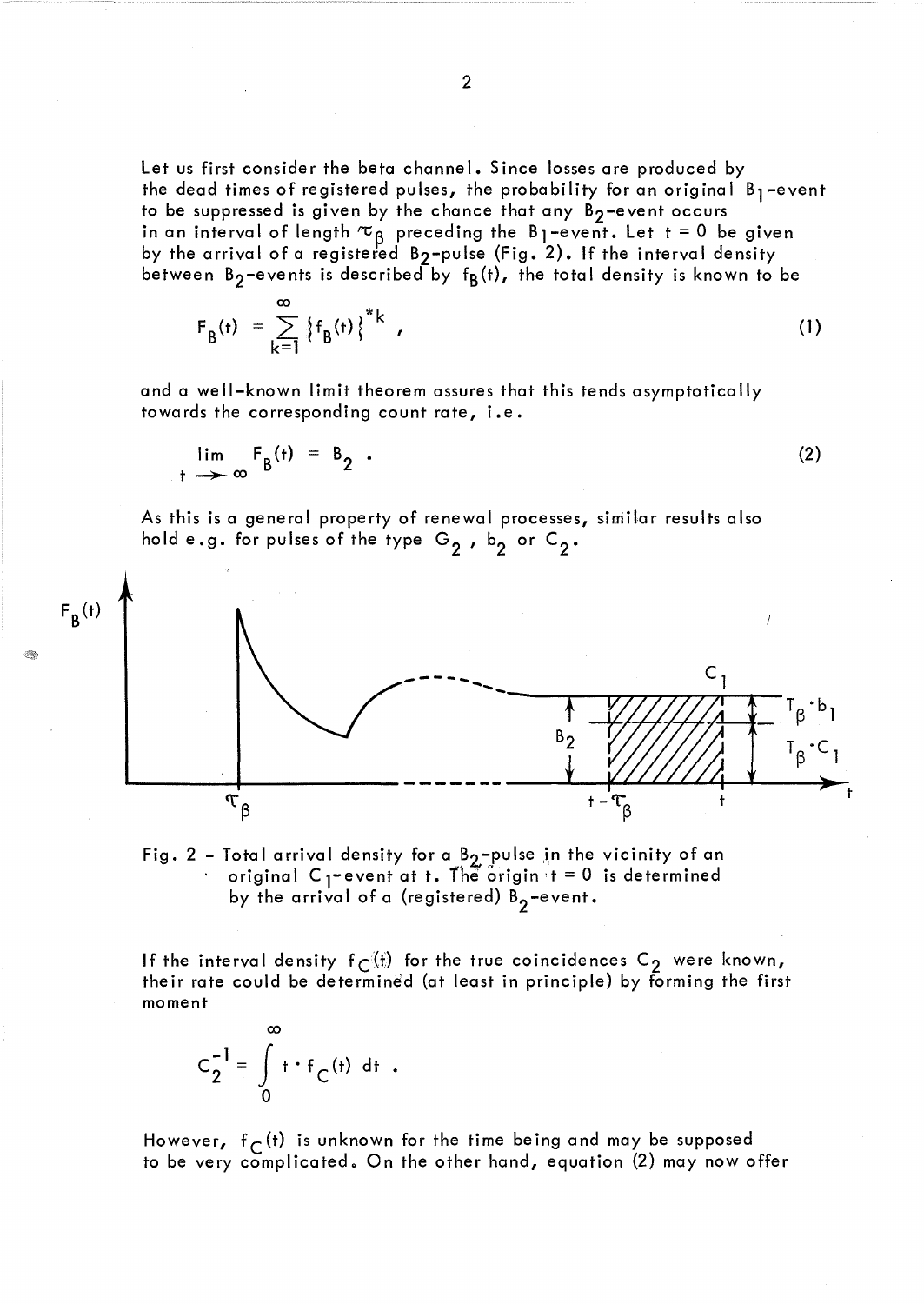Let us first consider the beta channel. Since losses are produced by the dead times of registered pulses, the probability for an original $B_1$-event to be suppressed is given by the chance that any $B_2$-event occurs in an interval of length $\tau_\beta$ preceding the $B_1$-event. Let $t = 0$ be given by the arrival of a registered $B_2$-pulse (Fig. 2). If the interval density between $B_2$-events is described by $f_B(t)$, the total density is known to be

$$F_B(t) = \sum_{k=1}^{\infty} \left\{ f_B(t) \right\}^{*k} , \tag{1}$$

and a well-known limit theorem assures that this tends asymptotically towards the corresponding count rate, i.e.

$$\lim_{t \to \infty} F_B(t) = B_2 . \tag{2}$$

As this is a general property of renewal processes, similar results also hold e.g. for pulses of the type $G_2$, $b_2$ or $C_2$.

Fig. 2 – Total arrival density for a $B_2$-pulse in the vicinity of an original $C_1$-event at t. The origin $t = 0$ is determined by the arrival of a (registered) $B_2$-event.

If the interval density $f_C(t)$ for the true coincidences $C_2$ were known, their rate could be determined (at least in principle) by forming the first moment

$$C_2^{-1} = \int_0^{\infty} t \cdot f_C(t) \, dt .$$

However, $f_C(t)$ is unknown for the time being and may be supposed to be very complicated. On the other hand, equation (2) may now offer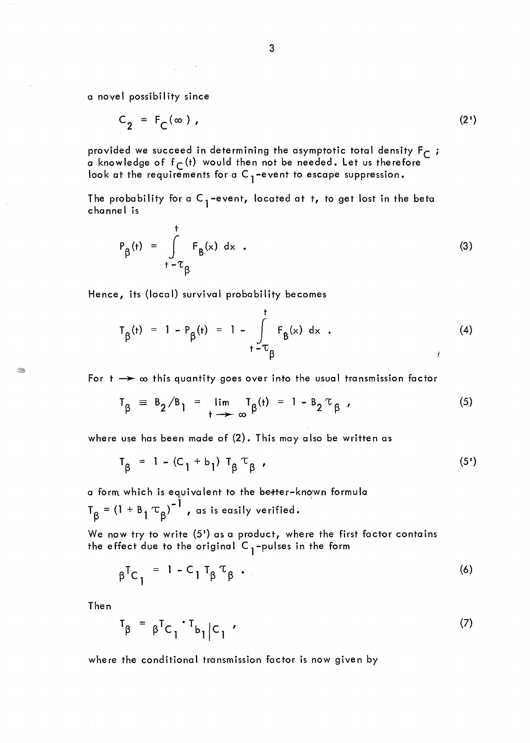a novel possibility since

$$C_2 = F_C(\infty) , \tag{2'}$$

provided we succeed in determining the asymptotic total density $F_C$ ; a knowledge of $f_C(t)$ would then not be needed. Let us therefore look at the requirements for a $C_1$-event to escape suppression.

The probability for a $C_1$-event, located at t, to get lost in the beta channel is

$$P_\beta(t) = \int_{t-\tau_\beta}^{t} F_B(x)\, dx . \tag{3}$$

Hence, its (local) survival probability becomes

$$T_\beta(t) = 1 - P_\beta(t) = 1 - \int_{t-\tau_\beta}^{t} F_B(x)\, dx . \tag{4}$$

For $t \to \infty$ this quantity goes over into the usual transmission factor

$$T_\beta \equiv B_2/B_1 = \lim_{t \to \infty} T_\beta(t) = 1 - B_2 \tau_\beta , \tag{5}$$

where use has been made of (2). This may also be written as

$$T_\beta = 1 - (C_1 + b_1)\, T_\beta \tau_\beta , \tag{5'}$$

a form which is equivalent to the better-known formula $T_\beta = (1 + B_1 \tau_\beta)^{-1}$ , as is easily verified.

We now try to write (5') as a product, where the first factor contains the effect due to the original $C_1$-pulses in the form

$${}_\beta T_{C_1} = 1 - C_1 T_\beta \tau_\beta . \tag{6}$$

Then

$$T_\beta = {}_\beta T_{C_1} \cdot T_{b_1|C_1} , \tag{7}$$

where the conditional transmission factor is now given by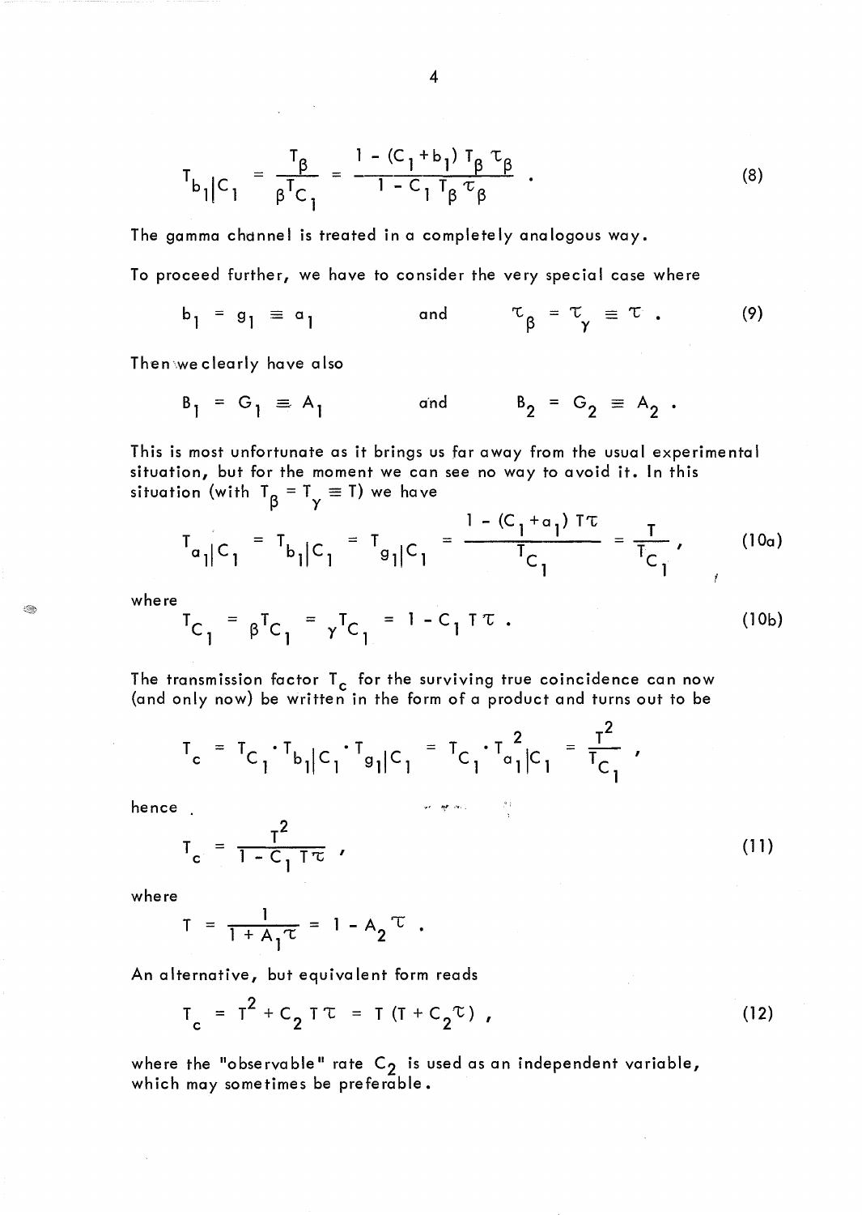$$T_{b_1|C_1} = \frac{T_\beta}{{}_\beta T_{C_1}} = \frac{1 - (C_1 + b_1)\, T_\beta\, \tau_\beta}{1 - C_1\, T_\beta\, \tau_\beta} \quad . \tag{8}$$

The gamma channel is treated in a completely analogous way.

To proceed further, we have to consider the very special case where

$$b_1 = g_1 \equiv a_1 \qquad \text{and} \qquad \tau_\beta = \tau_\gamma \equiv \tau \quad . \tag{9}$$

Then we clearly have also

$$B_1 = G_1 \equiv A_1 \qquad \text{and} \qquad B_2 = G_2 \equiv A_2 \quad .$$

This is most unfortunate as it brings us far away from the usual experimental situation, but for the moment we can see no way to avoid it. In this situation (with $T_\beta = T_\gamma \equiv T$) we have

$$T_{a_1|C_1} = T_{b_1|C_1} = T_{g_1|C_1} = \frac{1 - (C_1 + a_1)\, T\tau}{T_{C_1}} = \frac{T}{T_{C_1}} \,, \tag{10a}$$

where

$$T_{C_1} = {}_\beta T_{C_1} = {}_\gamma T_{C_1} = 1 - C_1\, T\tau \quad . \tag{10b}$$

The transmission factor $T_c$ for the surviving true coincidence can now (and only now) be written in the form of a product and turns out to be

$$T_c = T_{C_1} \cdot T_{b_1|C_1} \cdot T_{g_1|C_1} = T_{C_1} \cdot T_{a_1|C_1}^{\;2} = \frac{T^2}{T_{C_1}} \,,$$

hence

$$T_c = \frac{T^2}{1 - C_1\, T\tau} \,, \tag{11}$$

where

$$T = \frac{1}{1 + A_1 \tau} = 1 - A_2\, \tau \quad .$$

An alternative, but equivalent form reads

$$T_c = T^2 + C_2\, T\tau = T\,(T + C_2 \tau) \,, \tag{12}$$

where the "observable" rate $C_2$ is used as an independent variable, which may sometimes be preferable.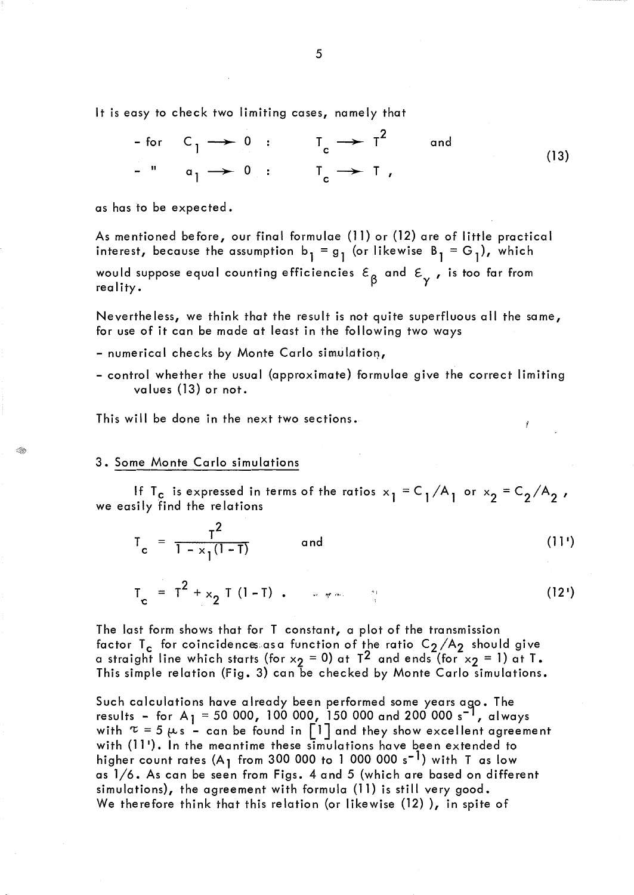It is easy to check two limiting cases, namely that

$$
\begin{aligned}
&- \text{for} \quad C_1 \longrightarrow 0 : \qquad T_c \longrightarrow T^2 \qquad \text{and} \\
&- \ " \quad a_1 \longrightarrow 0 : \qquad T_c \longrightarrow T ,
\end{aligned}
\tag{13}
$$

as has to be expected.

As mentioned before, our final formulae (11) or (12) are of little practical interest, because the assumption $b_1 = g_1$ (or likewise $B_1 = G_1$), which would suppose equal counting efficiencies $\varepsilon_\beta$ and $\varepsilon_\gamma$, is too far from reality.

Nevertheless, we think that the result is not quite superfluous all the same, for use of it can be made at least in the following two ways

- numerical checks by Monte Carlo simulation,
- control whether the usual (approximate) formulae give the correct limiting values (13) or not.

This will be done in the next two sections.

## 3. Some Monte Carlo simulations

If $T_c$ is expressed in terms of the ratios $x_1 = C_1/A_1$ or $x_2 = C_2/A_2$, we easily find the relations

$$
T_c = \frac{T^2}{1 - x_1(1 - T)} \qquad \text{and} \tag{11'}
$$

$$
T_c = T^2 + x_2 \, T \, (1 - T) . \tag{12'}
$$

The last form shows that for $T$ constant, a plot of the transmission factor $T_c$ for coincidences as a function of the ratio $C_2/A_2$ should give a straight line which starts (for $x_2 = 0$) at $T^2$ and ends (for $x_2 = 1$) at $T$. This simple relation (Fig. 3) can be checked by Monte Carlo simulations.

Such calculations have already been performed some years ago. The results - for $A_1$ = 50 000, 100 000, 150 000 and 200 000 $s^{-1}$, always with $\tau = 5$ μs - can be found in [1] and they show excellent agreement with (11'). In the meantime these simulations have been extended to higher count rates ($A_1$ from 300 000 to 1 000 000 $s^{-1}$) with $T$ as low as 1/6. As can be seen from Figs. 4 and 5 (which are based on different simulations), the agreement with formula (11) is still very good. We therefore think that this relation (or likewise (12) ), in spite of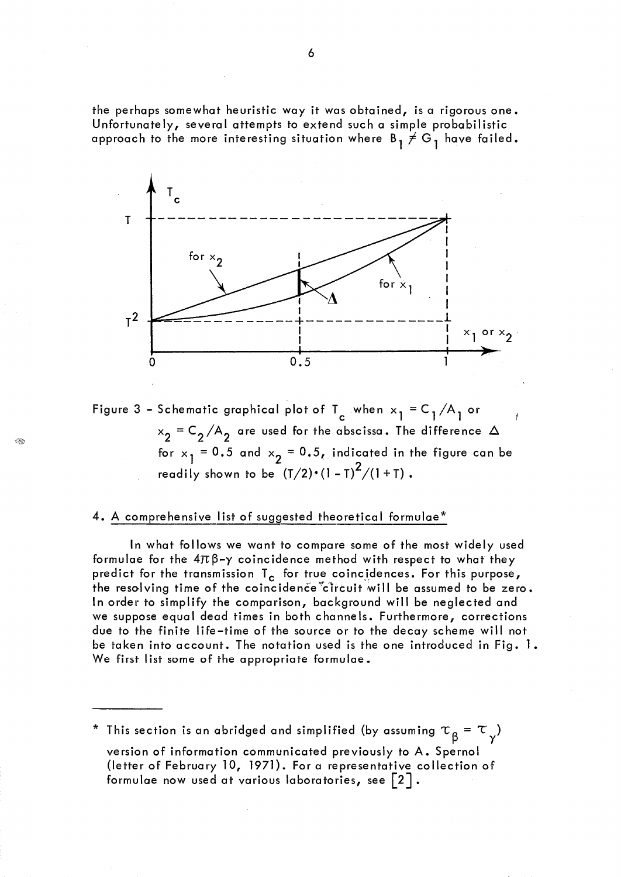the perhaps somewhat heuristic way it was obtained, is a rigorous one. Unfortunately, several attempts to extend such a simple probabilistic approach to the more interesting situation where $B_1 \neq G_1$ have failed.

Figure 3 - Schematic graphical plot of $T_c$ when $x_1 = C_1/A_1$ or $x_2 = C_2/A_2$ are used for the abscissa. The difference $\Delta$ for $x_1 = 0.5$ and $x_2 = 0.5$, indicated in the figure can be readily shown to be $(T/2)\cdot(1-T)^2/(1+T)$.

## 4. A comprehensive list of suggested theoretical formulae*

In what follows we want to compare some of the most widely used formulae for the $4\pi\beta$-$\gamma$ coincidence method with respect to what they predict for the transmission $T_c$ for true coincidences. For this purpose, the resolving time of the coincidence circuit will be assumed to be zero. In order to simplify the comparison, background will be neglected and we suppose equal dead times in both channels. Furthermore, corrections due to the finite life-time of the source or to the decay scheme will not be taken into account. The notation used is the one introduced in Fig. 1. We first list some of the appropriate formulae.

---

\* This section is an abridged and simplified (by assuming $\tau_\beta = \tau_\gamma$) version of information communicated previously to A. Spernol (letter of February 10, 1971). For a representative collection of formulae now used at various laboratories, see [2].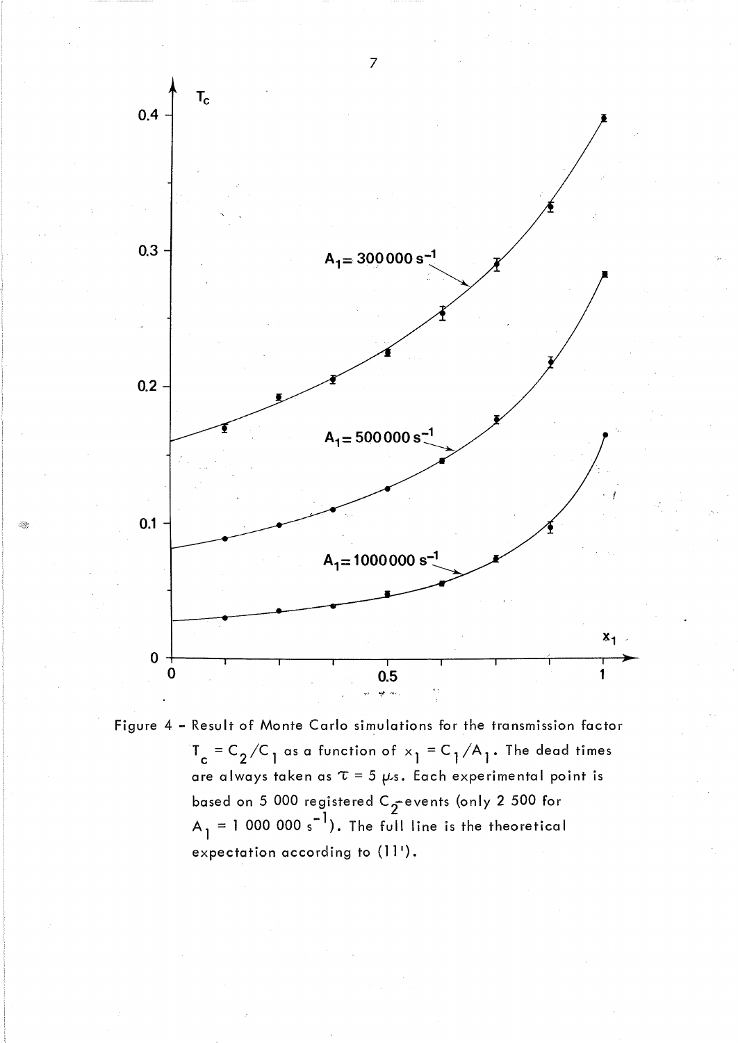Figure 4 - Result of Monte Carlo simulations for the transmission factor $T_c = C_2/C_1$ as a function of $x_1 = C_1/A_1$. The dead times are always taken as $\tau = 5\ \mu s$. Each experimental point is based on 5 000 registered $C_2$-events (only 2 500 for $A_1 = 1\ 000\ 000\ s^{-1}$). The full line is the theoretical expectation according to (11').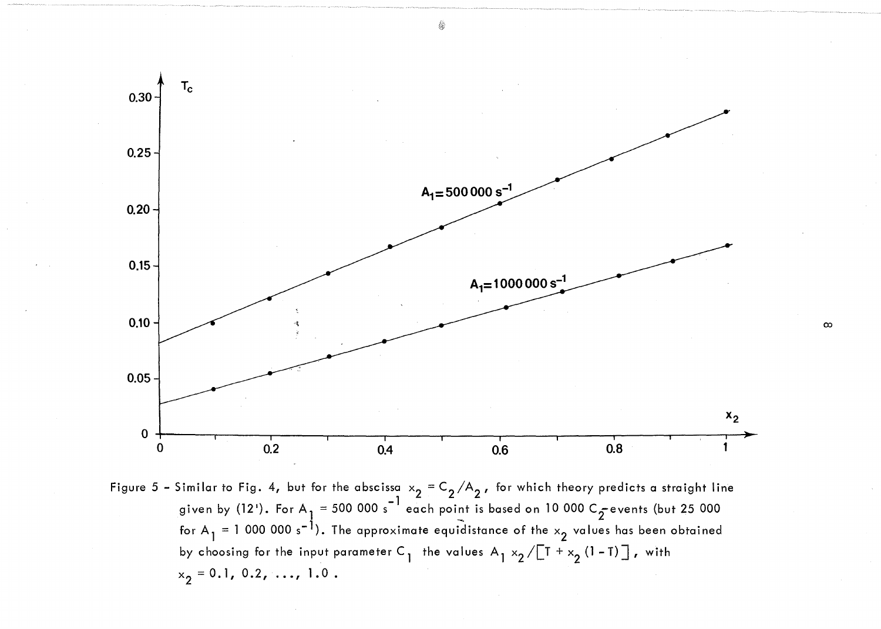Figure 5 - Similar to Fig. 4, but for the abscissa $x_2 = C_2/A_2$, for which theory predicts a straight line given by (12'). For $A_1 = 500\,000\ s^{-1}$ each point is based on 10 000 $C_2$-events (but 25 000 for $A_1 = 1\,000\,000\ s^{-1}$). The approximate equidistance of the $x_2$ values has been obtained by choosing for the input parameter $C_1$ the values $A_1 x_2/[T + x_2(1-T)]$, with $x_2 = 0.1, 0.2, \ldots, 1.0$.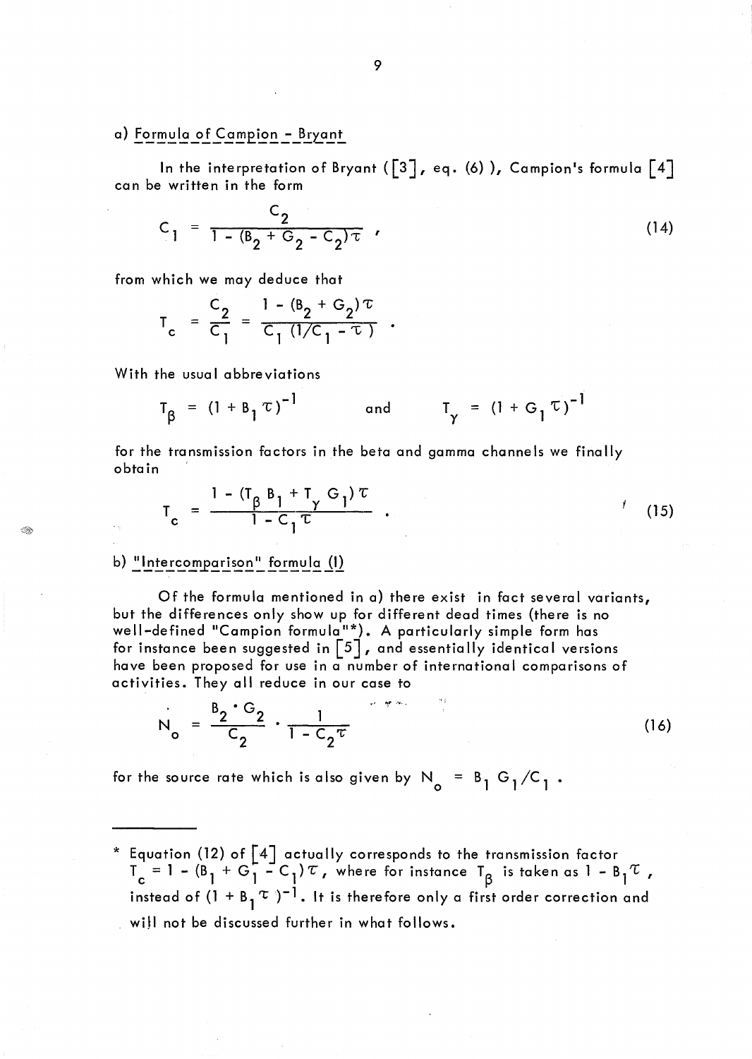a) Formula of Campion - Bryant

In the interpretation of Bryant ([3], eq. (6) ), Campion's formula [4] can be written in the form

$$C_1 = \frac{C_2}{1 - (B_2 + G_2 - C_2)\tau} , \tag{14}$$

from which we may deduce that

$$T_c = \frac{C_2}{C_1} = \frac{1 - (B_2 + G_2)\tau}{C_1 (1/C_1 - \tau)} .$$

With the usual abbreviations

$$T_\beta = (1 + B_1 \tau)^{-1} \qquad \text{and} \qquad T_\gamma = (1 + G_1 \tau)^{-1}$$

for the transmission factors in the beta and gamma channels we finally obtain

$$T_c = \frac{1 - (T_\beta B_1 + T_\gamma G_1)\tau}{1 - C_1 \tau} . \tag{15}$$

b) "Intercomparison" formula (I)

Of the formula mentioned in a) there exist in fact several variants, but the differences only show up for different dead times (there is no well-defined "Campion formula"*). A particularly simple form has for instance been suggested in [5], and essentially identical versions have been proposed for use in a number of international comparisons of activities. They all reduce in our case to

$$N_o = \frac{B_2 \cdot G_2}{C_2} \cdot \frac{1}{1 - C_2 \tau} \tag{16}$$

for the source rate which is also given by $N_o = B_1 G_1 / C_1$ .

---

\* Equation (12) of [4] actually corresponds to the transmission factor $T_c = 1 - (B_1 + G_1 - C_1)\tau$, where for instance $T_\beta$ is taken as $1 - B_1 \tau$, instead of $(1 + B_1 \tau)^{-1}$. It is therefore only a first order correction and will not be discussed further in what follows.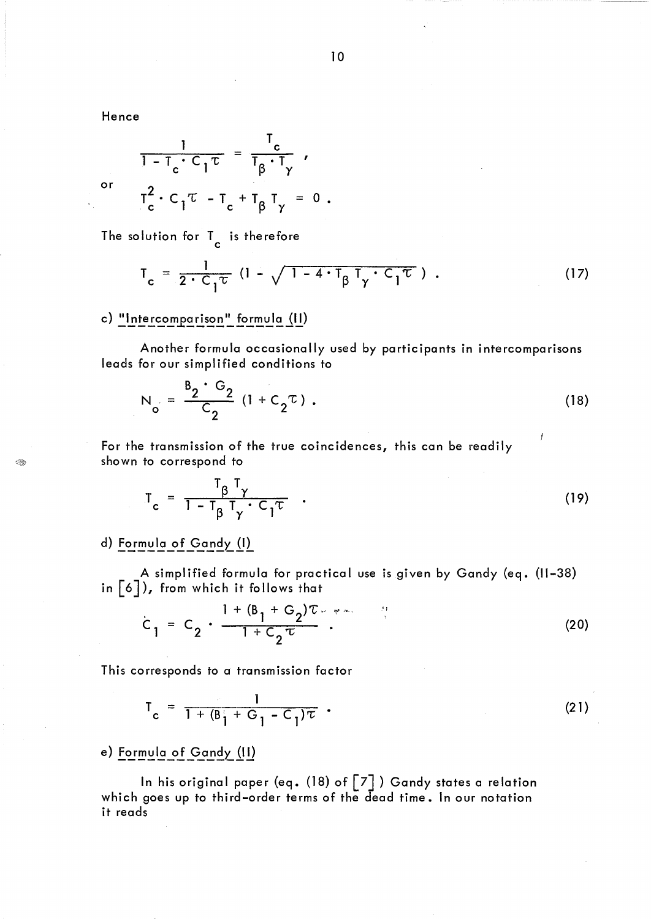Hence

$$\frac{1}{1 - T_c \cdot C_1 \tau} = \frac{T_c}{T_\beta \cdot T_\gamma} ,$$

or

$$T_c^2 \cdot C_1 \tau - T_c + T_\beta T_\gamma = 0 .$$

The solution for $T_c$ is therefore

$$T_c = \frac{1}{2 \cdot C_1 \tau} \left(1 - \sqrt{1 - 4 \cdot T_\beta T_\gamma \cdot C_1 \tau}\right) . \tag{17}$$

c) "Intercomparison" formula (II)

Another formula occasionally used by participants in intercomparisons leads for our simplified conditions to

$$N_o = \frac{B_2 \cdot G_2}{C_2} (1 + C_2 \tau) . \tag{18}$$

For the transmission of the true coincidences, this can be readily shown to correspond to

$$T_c = \frac{T_\beta T_\gamma}{1 - T_\beta T_\gamma \cdot C_1 \tau} . \tag{19}$$

d) Formula of Gandy (I)

A simplified formula for practical use is given by Gandy (eq. (II-38) in [6]), from which it follows that

$$C_1 = C_2 \cdot \frac{1 + (B_1 + G_2)\tau}{1 + C_2 \tau} . \tag{20}$$

This corresponds to a transmission factor

$$T_c = \frac{1}{1 + (B_1 + G_1 - C_1)\tau} . \tag{21}$$

e) Formula of Gandy (II)

In his original paper (eq. (18) of [7]) Gandy states a relation which goes up to third-order terms of the dead time. In our notation it reads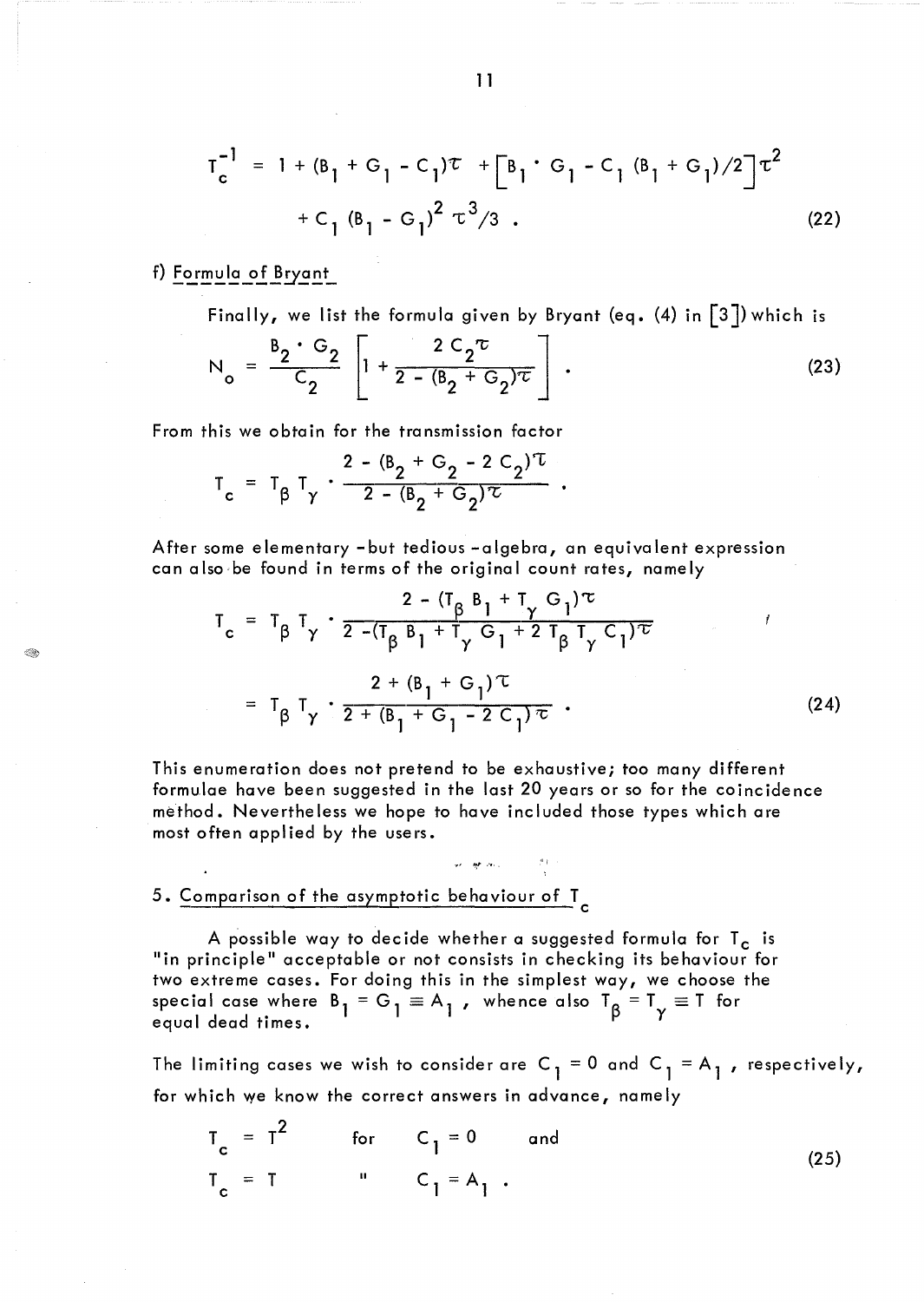$$T_c^{-1} = 1 + (B_1 + G_1 - C_1)\tau + \left[B_1 \cdot G_1 - C_1 (B_1 + G_1)/2\right]\tau^2 + C_1 (B_1 - G_1)^2 \tau^3/3 \ . \tag{22}$$

f) Formula of Bryant

Finally, we list the formula given by Bryant (eq. (4) in [3]) which is

$$N_o = \frac{B_2 \cdot G_2}{C_2} \left[1 + \frac{2 C_2 \tau}{2 - (B_2 + G_2)\tau}\right] \ . \tag{23}$$

From this we obtain for the transmission factor

$$T_c = T_\beta T_\gamma \cdot \frac{2 - (B_2 + G_2 - 2 C_2)\tau}{2 - (B_2 + G_2)\tau} \ .$$

After some elementary -but tedious -algebra, an equivalent expression can also be found in terms of the original count rates, namely

$$T_c = T_\beta T_\gamma \cdot \frac{2 - (T_\beta B_1 + T_\gamma G_1)\tau}{2 - (T_\beta B_1 + T_\gamma G_1 + 2 T_\beta T_\gamma C_1)\tau}$$

$$= T_\beta T_\gamma \cdot \frac{2 + (B_1 + G_1)\tau}{2 + (B_1 + G_1 - 2 C_1)\tau} \ . \tag{24}$$

This enumeration does not pretend to be exhaustive; too many different formulae have been suggested in the last 20 years or so for the coincidence method. Nevertheless we hope to have included those types which are most often applied by the users.

## 5. Comparison of the asymptotic behaviour of $T_c$

A possible way to decide whether a suggested formula for $T_c$ is "in principle" acceptable or not consists in checking its behaviour for two extreme cases. For doing this in the simplest way, we choose the special case where $B_1 = G_1 \equiv A_1$, whence also $T_\beta = T_\gamma \equiv T$ for equal dead times.

The limiting cases we wish to consider are $C_1 = 0$ and $C_1 = A_1$, respectively, for which we know the correct answers in advance, namely

$$\begin{aligned} T_c &= T^2 \quad \text{for} \quad C_1 = 0 \quad \text{and} \\ T_c &= T \quad\ \ \text{"} \quad\ \ C_1 = A_1 \ . \end{aligned} \tag{25}$$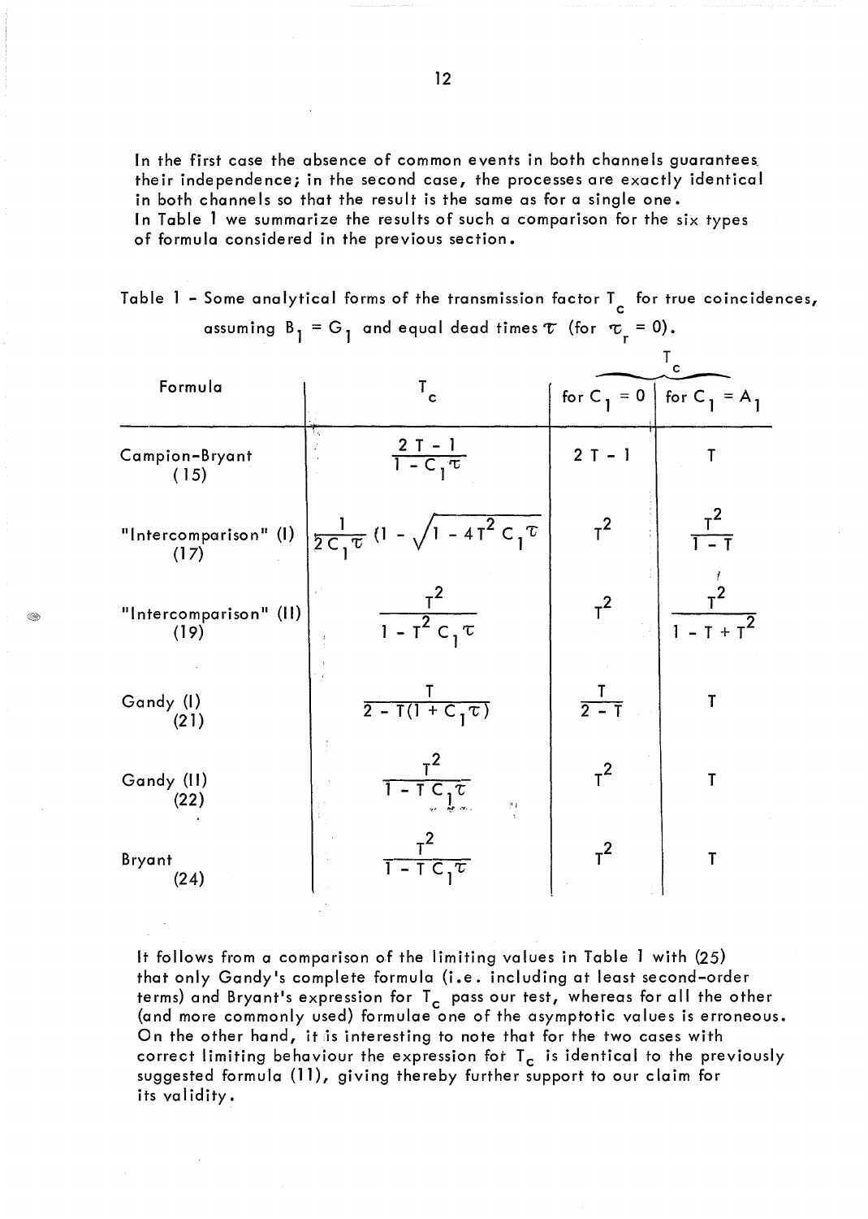In the first case the absence of common events in both channels guarantees their independence; in the second case, the processes are exactly identical in both channels so that the result is the same as for a single one.
In Table 1 we summarize the results of such a comparison for the six types of formula considered in the previous section.

Table 1 - Some analytical forms of the transmission factor $T_c$ for true coincidences, assuming $B_1 = G_1$ and equal dead times $\tau$ (for $\tau_r = 0$).

| Formula | $T_c$ | $T_c$ | |
|---|---|---|---|
| | | for $C_1 = 0$ | for $C_1 = A_1$ |
| Campion-Bryant (15) | $\frac{2T - 1}{1 - C_1 \tau}$ | $2T - 1$ | $T$ |
| "Intercomparison" (I) (17) | $\frac{1}{2C_1\tau}\left(1 - \sqrt{1 - 4T^2 C_1 \tau}\right)$ | $T^2$ | $\frac{T^2}{1 - T}$ |
| "Intercomparison" (II) (19) | $\frac{T^2}{1 - T^2 C_1 \tau}$ | $T^2$ | $\frac{T^2}{1 - T + T^2}$ |
| Gandy (I) (21) | $\frac{T}{2 - T(1 + C_1 \tau)}$ | $\frac{T}{2 - T}$ | $T$ |
| Gandy (II) (22) | $\frac{T^2}{1 - T C_1 \tau}$ | $T^2$ | $T$ |
| Bryant (24) | $\frac{T^2}{1 - T C_1 \tau}$ | $T^2$ | $T$ |

It follows from a comparison of the limiting values in Table 1 with (25) that only Gandy's complete formula (i.e. including at least second-order terms) and Bryant's expression for $T_c$ pass our test, whereas for all the other (and more commonly used) formulae one of the asymptotic values is erroneous. On the other hand, it is interesting to note that for the two cases with correct limiting behaviour the expression for $T_c$ is identical to the previously suggested formula (11), giving thereby further support to our claim for its validity.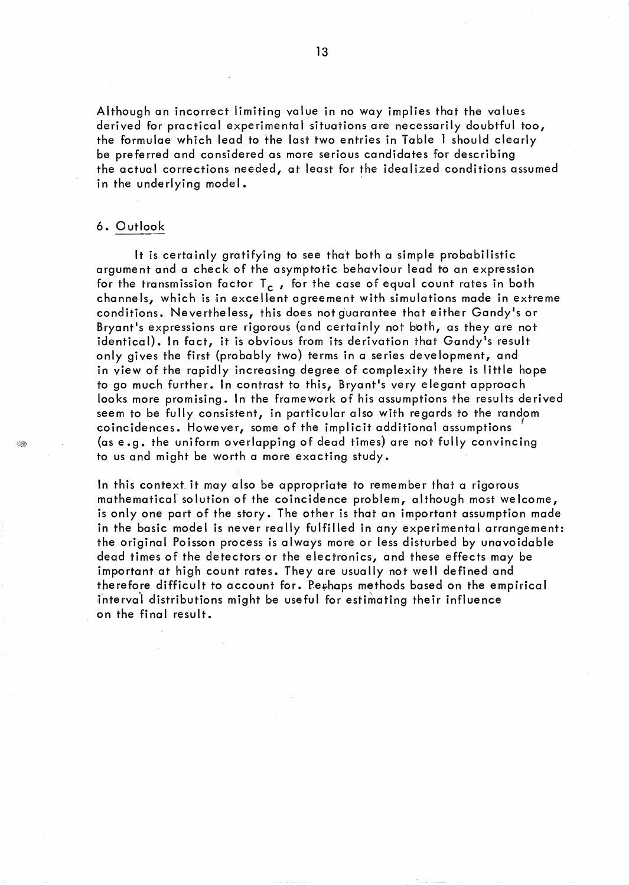Although an incorrect limiting value in no way implies that the values derived for practical experimental situations are necessarily doubtful too, the formulae which lead to the last two entries in Table 1 should clearly be preferred and considered as more serious candidates for describing the actual corrections needed, at least for the idealized conditions assumed in the underlying model.

## 6. Outlook

It is certainly gratifying to see that both a simple probabilistic argument and a check of the asymptotic behaviour lead to an expression for the transmission factor $T_c$, for the case of equal count rates in both channels, which is in excellent agreement with simulations made in extreme conditions. Nevertheless, this does not guarantee that either Gandy's or Bryant's expressions are rigorous (and certainly not both, as they are not identical). In fact, it is obvious from its derivation that Gandy's result only gives the first (probably two) terms in a series development, and in view of the rapidly increasing degree of complexity there is little hope to go much further. In contrast to this, Bryant's very elegant approach looks more promising. In the framework of his assumptions the results derived seem to be fully consistent, in particular also with regards to the random coincidences. However, some of the implicit additional assumptions (as e.g. the uniform overlapping of dead times) are not fully convincing to us and might be worth a more exacting study.

In this context it may also be appropriate to remember that a rigorous mathematical solution of the coincidence problem, although most welcome, is only one part of the story. The other is that an important assumption made in the basic model is never really fulfilled in any experimental arrangement: the original Poisson process is always more or less disturbed by unavoidable dead times of the detectors or the electronics, and these effects may be important at high count rates. They are usually not well defined and therefore difficult to account for. Perhaps methods based on the empirical interval distributions might be useful for estimating their influence on the final result.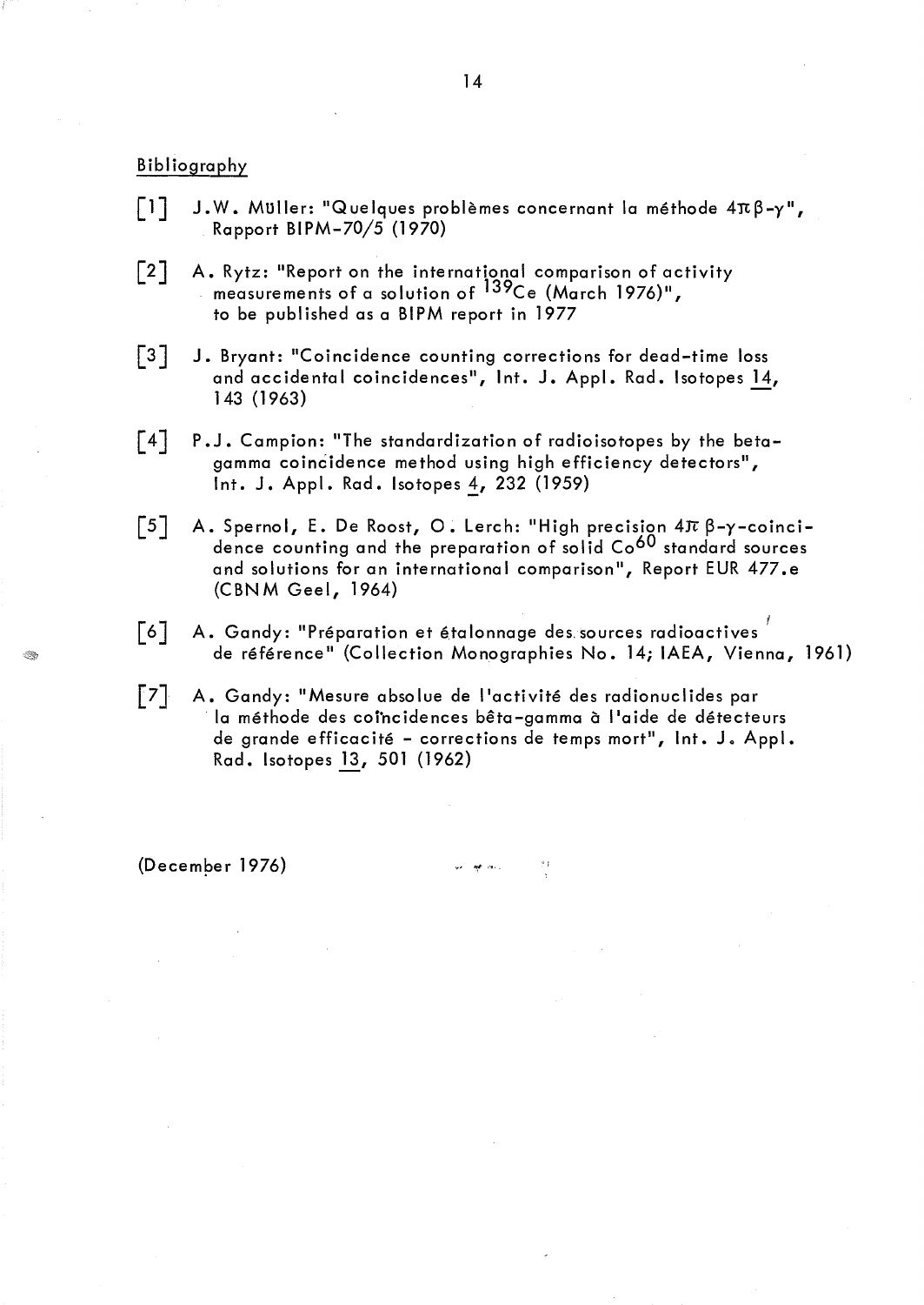Bibliography

[1] J.W. Müller: "Quelques problèmes concernant la méthode $4\pi\beta$-$\gamma$", Rapport BIPM-70/5 (1970)

[2] A. Rytz: "Report on the international comparison of activity measurements of a solution of $^{139}Ce$ (March 1976)", to be published as a BIPM report in 1977

[3] J. Bryant: "Coincidence counting corrections for dead-time loss and accidental coincidences", Int. J. Appl. Rad. Isotopes 14, 143 (1963)

[4] P.J. Campion: "The standardization of radioisotopes by the beta-gamma coincidence method using high efficiency detectors", Int. J. Appl. Rad. Isotopes 4, 232 (1959)

[5] A. Spernol, E. De Roost, O. Lerch: "High precision $4\pi$ $\beta$-$\gamma$-coincidence counting and the preparation of solid $Co^{60}$ standard sources and solutions for an international comparison", Report EUR 477.e (CBNM Geel, 1964)

[6] A. Gandy: "Préparation et étalonnage des sources radioactives de référence" (Collection Monographies No. 14; IAEA, Vienna, 1961)

[7] A. Gandy: "Mesure absolue de l'activité des radionuclides par la méthode des coïncidences bêta-gamma à l'aide de détecteurs de grande efficacité - corrections de temps mort", Int. J. Appl. Rad. Isotopes 13, 501 (1962)

(December 1976)